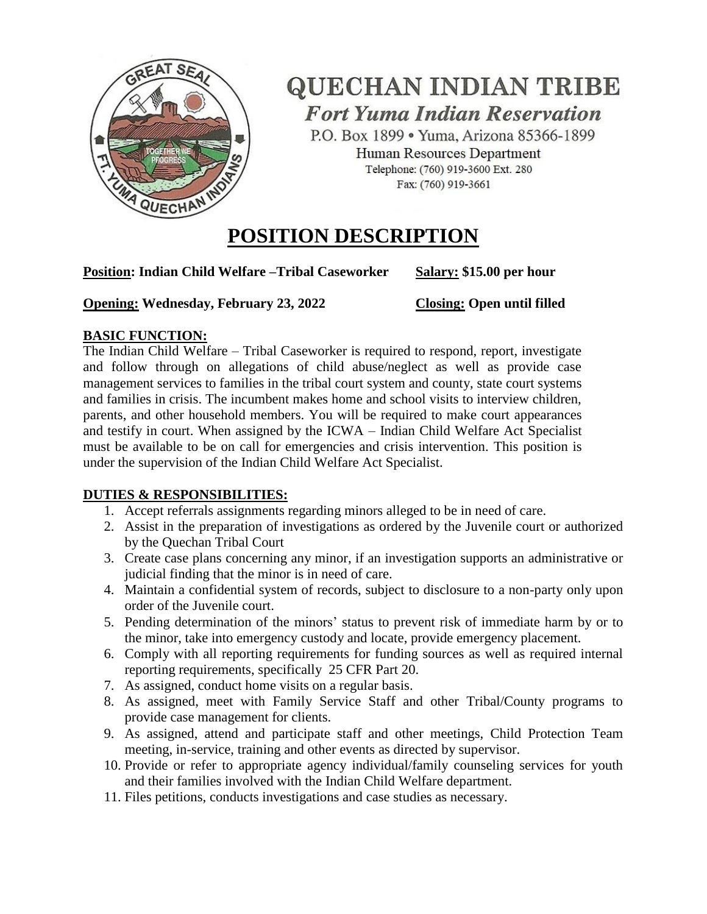# QUECHAN INDIAN TRIBE

***Fort Yuma Indian Reservation***

P.O. Box 1899 • Yuma, Arizona 85366-1899

Human Resources Department

Telephone: (760) 919-3600 Ext. 280

Fax: (760) 919-3661

## POSITION DESCRIPTION

**Position: Indian Child Welfare –Tribal Caseworker** **Salary: $15.00 per hour**

**Opening: Wednesday, February 23, 2022** **Closing: Open until filled**

**BASIC FUNCTION:**

The Indian Child Welfare – Tribal Caseworker is required to respond, report, investigate and follow through on allegations of child abuse/neglect as well as provide case management services to families in the tribal court system and county, state court systems and families in crisis. The incumbent makes home and school visits to interview children, parents, and other household members. You will be required to make court appearances and testify in court. When assigned by the ICWA – Indian Child Welfare Act Specialist must be available to be on call for emergencies and crisis intervention. This position is under the supervision of the Indian Child Welfare Act Specialist.

**DUTIES & RESPONSIBILITIES:**

1. Accept referrals assignments regarding minors alleged to be in need of care.
2. Assist in the preparation of investigations as ordered by the Juvenile court or authorized by the Quechan Tribal Court
3. Create case plans concerning any minor, if an investigation supports an administrative or judicial finding that the minor is in need of care.
4. Maintain a confidential system of records, subject to disclosure to a non-party only upon order of the Juvenile court.
5. Pending determination of the minors' status to prevent risk of immediate harm by or to the minor, take into emergency custody and locate, provide emergency placement.
6. Comply with all reporting requirements for funding sources as well as required internal reporting requirements, specifically 25 CFR Part 20.
7. As assigned, conduct home visits on a regular basis.
8. As assigned, meet with Family Service Staff and other Tribal/County programs to provide case management for clients.
9. As assigned, attend and participate staff and other meetings, Child Protection Team meeting, in-service, training and other events as directed by supervisor.
10. Provide or refer to appropriate agency individual/family counseling services for youth and their families involved with the Indian Child Welfare department.
11. Files petitions, conducts investigations and case studies as necessary.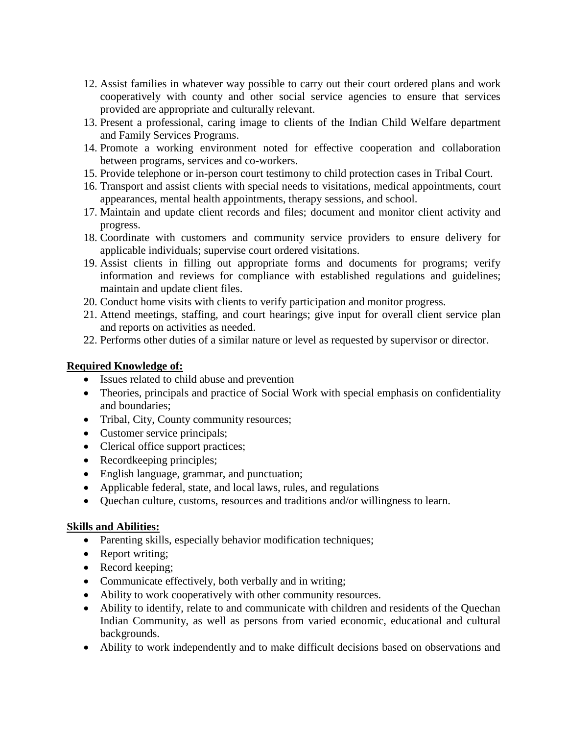12. Assist families in whatever way possible to carry out their court ordered plans and work cooperatively with county and other social service agencies to ensure that services provided are appropriate and culturally relevant.
13. Present a professional, caring image to clients of the Indian Child Welfare department and Family Services Programs.
14. Promote a working environment noted for effective cooperation and collaboration between programs, services and co-workers.
15. Provide telephone or in-person court testimony to child protection cases in Tribal Court.
16. Transport and assist clients with special needs to visitations, medical appointments, court appearances, mental health appointments, therapy sessions, and school.
17. Maintain and update client records and files; document and monitor client activity and progress.
18. Coordinate with customers and community service providers to ensure delivery for applicable individuals; supervise court ordered visitations.
19. Assist clients in filling out appropriate forms and documents for programs; verify information and reviews for compliance with established regulations and guidelines; maintain and update client files.
20. Conduct home visits with clients to verify participation and monitor progress.
21. Attend meetings, staffing, and court hearings; give input for overall client service plan and reports on activities as needed.
22. Performs other duties of a similar nature or level as requested by supervisor or director.

**Required Knowledge of:**

- Issues related to child abuse and prevention
- Theories, principals and practice of Social Work with special emphasis on confidentiality and boundaries;
- Tribal, City, County community resources;
- Customer service principals;
- Clerical office support practices;
- Recordkeeping principles;
- English language, grammar, and punctuation;
- Applicable federal, state, and local laws, rules, and regulations
- Quechan culture, customs, resources and traditions and/or willingness to learn.

**Skills and Abilities:**

- Parenting skills, especially behavior modification techniques;
- Report writing;
- Record keeping;
- Communicate effectively, both verbally and in writing;
- Ability to work cooperatively with other community resources.
- Ability to identify, relate to and communicate with children and residents of the Quechan Indian Community, as well as persons from varied economic, educational and cultural backgrounds.
- Ability to work independently and to make difficult decisions based on observations and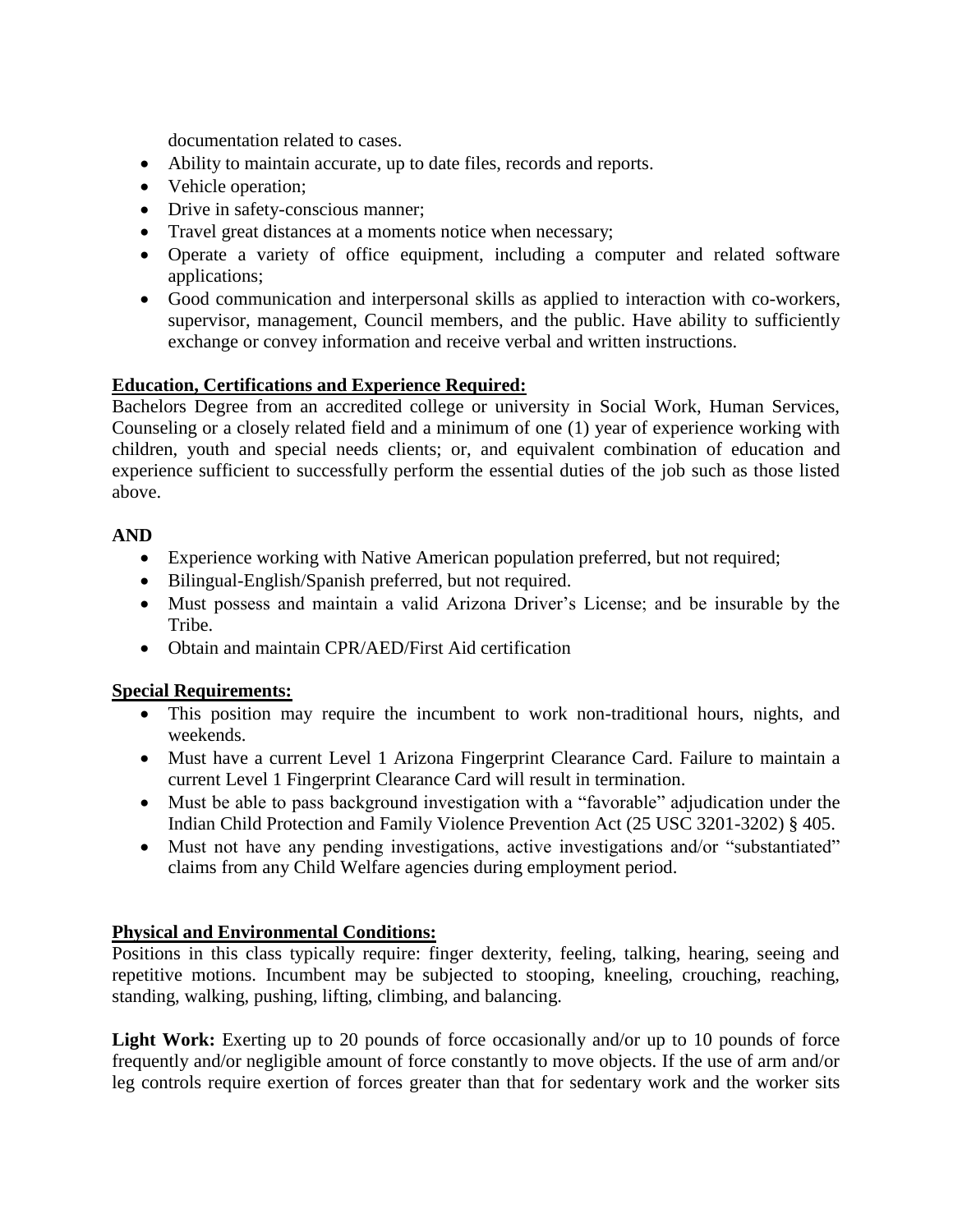documentation related to cases.

- Ability to maintain accurate, up to date files, records and reports.
- Vehicle operation;
- Drive in safety-conscious manner;
- Travel great distances at a moments notice when necessary;
- Operate a variety of office equipment, including a computer and related software applications;
- Good communication and interpersonal skills as applied to interaction with co-workers, supervisor, management, Council members, and the public. Have ability to sufficiently exchange or convey information and receive verbal and written instructions.

**Education, Certifications and Experience Required:**

Bachelors Degree from an accredited college or university in Social Work, Human Services, Counseling or a closely related field and a minimum of one (1) year of experience working with children, youth and special needs clients; or, and equivalent combination of education and experience sufficient to successfully perform the essential duties of the job such as those listed above.

**AND**

- Experience working with Native American population preferred, but not required;
- Bilingual-English/Spanish preferred, but not required.
- Must possess and maintain a valid Arizona Driver's License; and be insurable by the Tribe.
- Obtain and maintain CPR/AED/First Aid certification

**Special Requirements:**

- This position may require the incumbent to work non-traditional hours, nights, and weekends.
- Must have a current Level 1 Arizona Fingerprint Clearance Card. Failure to maintain a current Level 1 Fingerprint Clearance Card will result in termination.
- Must be able to pass background investigation with a "favorable" adjudication under the Indian Child Protection and Family Violence Prevention Act (25 USC 3201-3202) § 405.
- Must not have any pending investigations, active investigations and/or "substantiated" claims from any Child Welfare agencies during employment period.

**Physical and Environmental Conditions:**

Positions in this class typically require: finger dexterity, feeling, talking, hearing, seeing and repetitive motions. Incumbent may be subjected to stooping, kneeling, crouching, reaching, standing, walking, pushing, lifting, climbing, and balancing.

**Light Work:** Exerting up to 20 pounds of force occasionally and/or up to 10 pounds of force frequently and/or negligible amount of force constantly to move objects. If the use of arm and/or leg controls require exertion of forces greater than that for sedentary work and the worker sits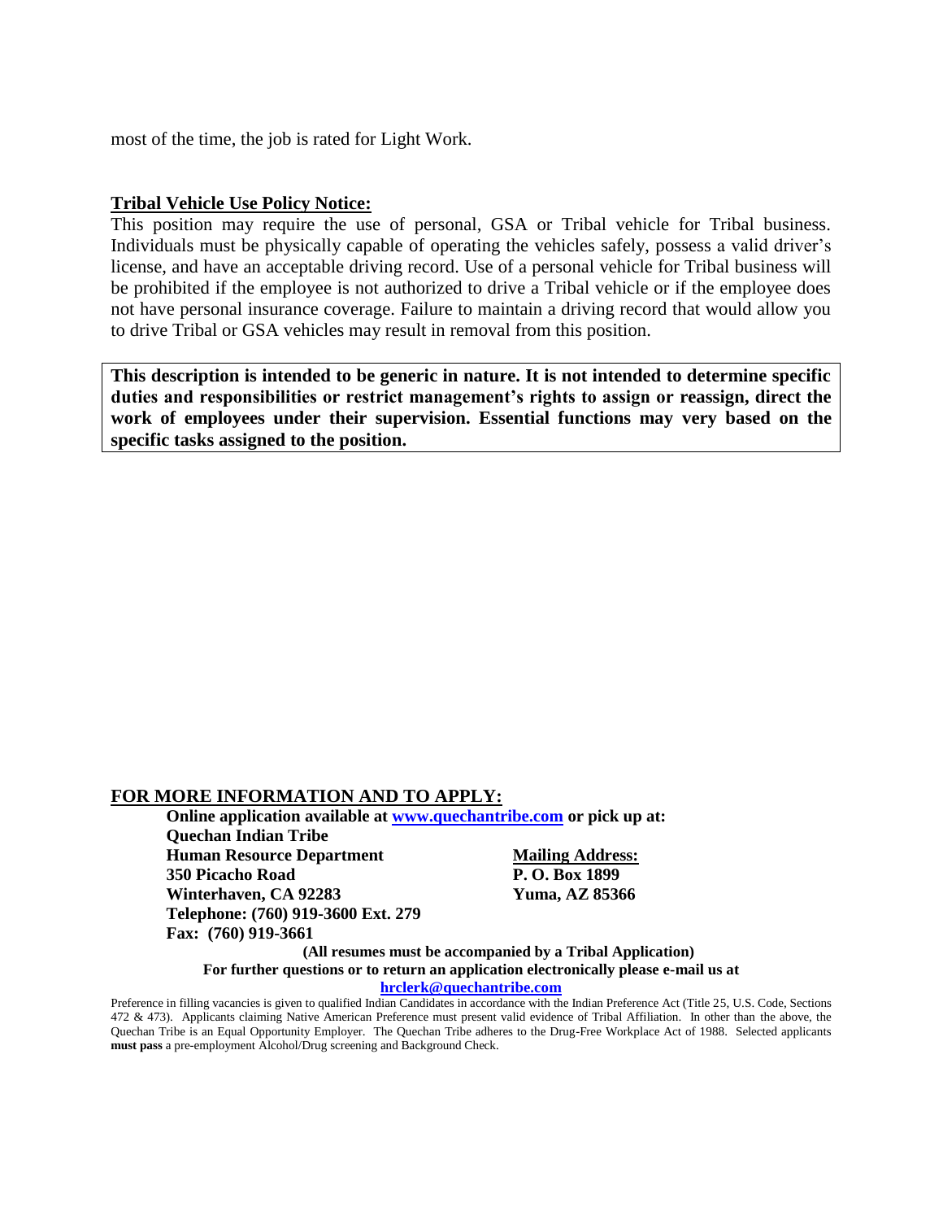most of the time, the job is rated for Light Work.

**Tribal Vehicle Use Policy Notice:**

This position may require the use of personal, GSA or Tribal vehicle for Tribal business. Individuals must be physically capable of operating the vehicles safely, possess a valid driver's license, and have an acceptable driving record. Use of a personal vehicle for Tribal business will be prohibited if the employee is not authorized to drive a Tribal vehicle or if the employee does not have personal insurance coverage. Failure to maintain a driving record that would allow you to drive Tribal or GSA vehicles may result in removal from this position.

**This description is intended to be generic in nature. It is not intended to determine specific duties and responsibilities or restrict management's rights to assign or reassign, direct the work of employees under their supervision. Essential functions may very based on the specific tasks assigned to the position.**

**FOR MORE INFORMATION AND TO APPLY:**

**Online application available at [www.quechantribe.com](http://www.quechantribe.com) or pick up at:**

**Quechan Indian Tribe**
**Human Resource Department**
**350 Picacho Road**
**Winterhaven, CA 92283**
**Telephone: (760) 919-3600 Ext. 279**
**Fax: (760) 919-3661**

**Mailing Address:**
**P. O. Box 1899**
**Yuma, AZ 85366**

**(All resumes must be accompanied by a Tribal Application)**

**For further questions or to return an application electronically please e-mail us at [hrclerk@quechantribe.com](mailto:hrclerk@quechantribe.com)**

Preference in filling vacancies is given to qualified Indian Candidates in accordance with the Indian Preference Act (Title 25, U.S. Code, Sections 472 & 473). Applicants claiming Native American Preference must present valid evidence of Tribal Affiliation. In other than the above, the Quechan Tribe is an Equal Opportunity Employer. The Quechan Tribe adheres to the Drug-Free Workplace Act of 1988. Selected applicants **must pass** a pre-employment Alcohol/Drug screening and Background Check.